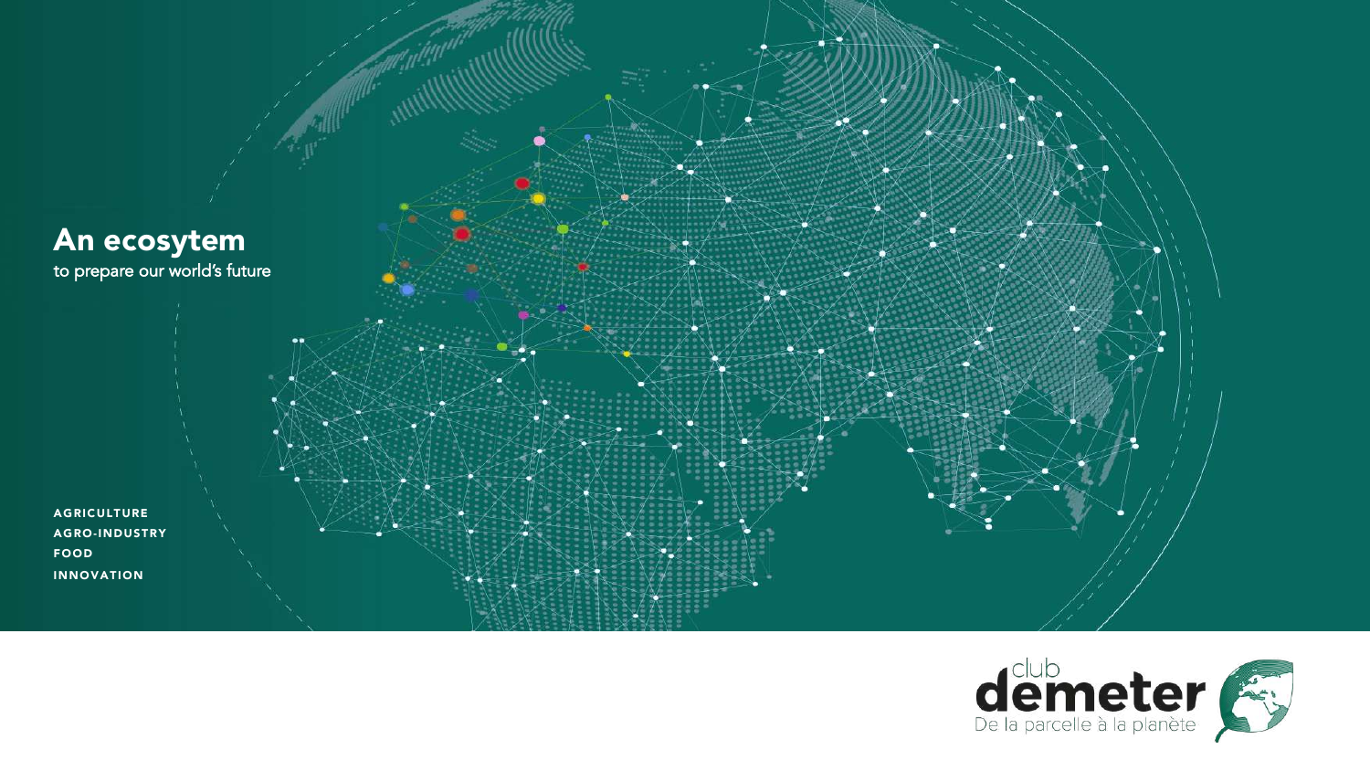# An ecosytem

to prepare our world's future

AGRICULTURE
AGRO-INDUSTRY
FOOD
INNOVATION

club demeter
De la parcelle à la planète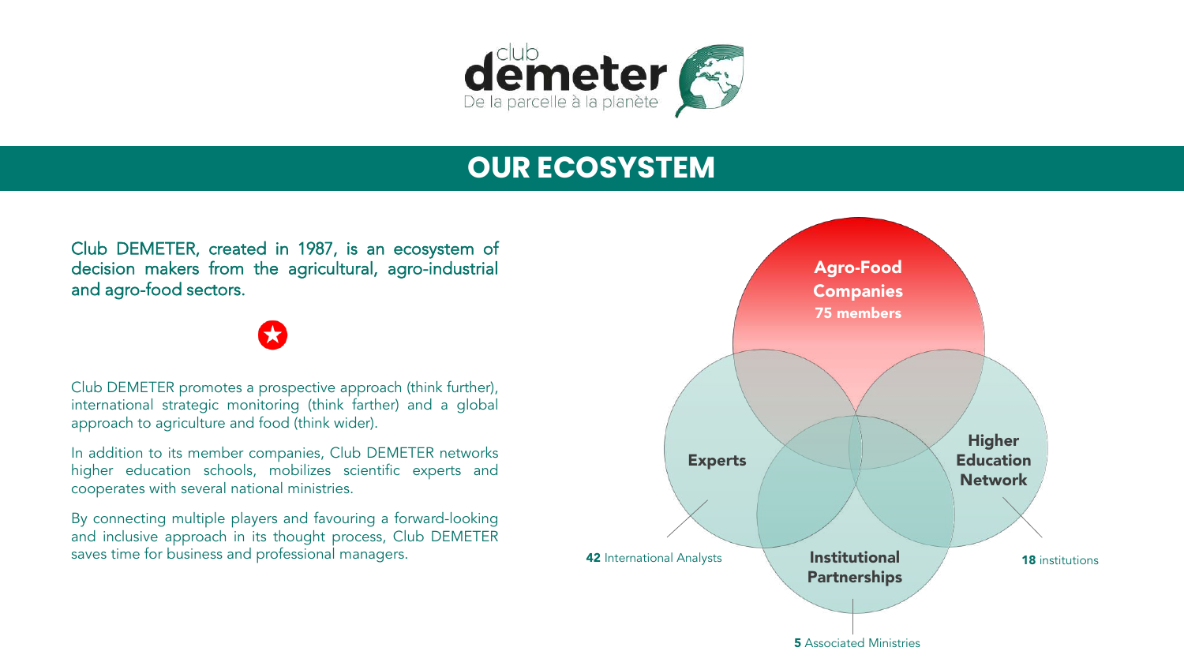club
**demeter**
De la parcelle à la planète

## OUR ECOSYSTEM

Club DEMETER, created in 1987, is an ecosystem of decision makers from the agricultural, agro-industrial and agro-food sectors.

Club DEMETER promotes a prospective approach (think further), international strategic monitoring (think farther) and a global approach to agriculture and food (think wider).

In addition to its member companies, Club DEMETER networks higher education schools, mobilizes scientific experts and cooperates with several national ministries.

By connecting multiple players and favouring a forward-looking and inclusive approach in its thought process, Club DEMETER saves time for business and professional managers.

**Agro-Food Companies**
**75 members**

**Experts**
**42** International Analysts

**Higher Education Network**
**18** institutions

**Institutional Partnerships**
**5** Associated Ministries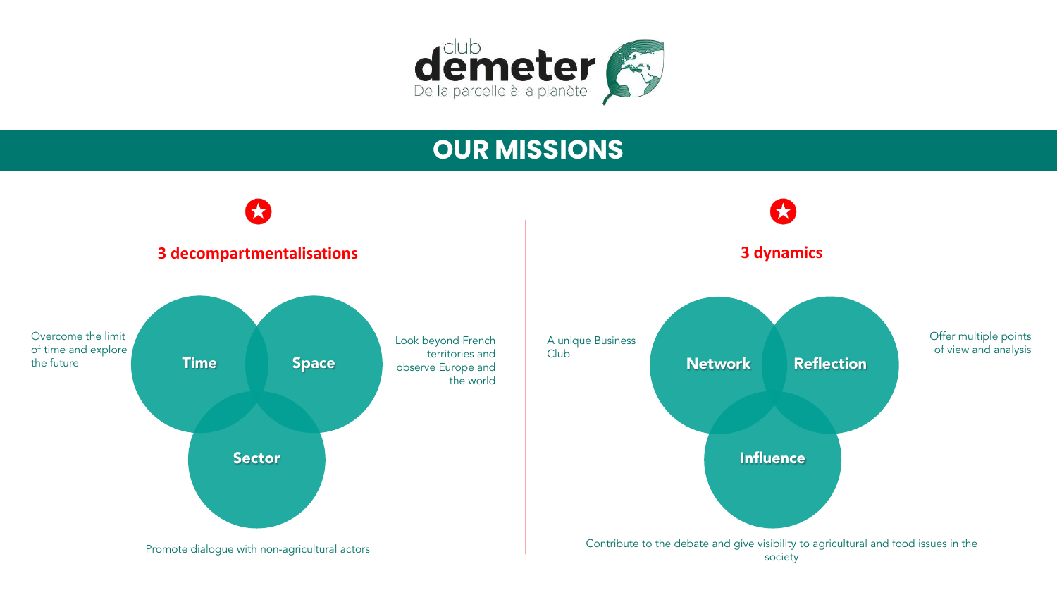club demeter
De la parcelle à la planète

# OUR MISSIONS

## 3 decompartmentalisations

- **Time**: Overcome the limit of time and explore the future
- **Space**: Look beyond French territories and observe Europe and the world
- **Sector**: Promote dialogue with non-agricultural actors

## 3 dynamics

- **Network**: A unique Business Club
- **Reflection**: Offer multiple points of view and analysis
- **Influence**: Contribute to the debate and give visibility to agricultural and food issues in the society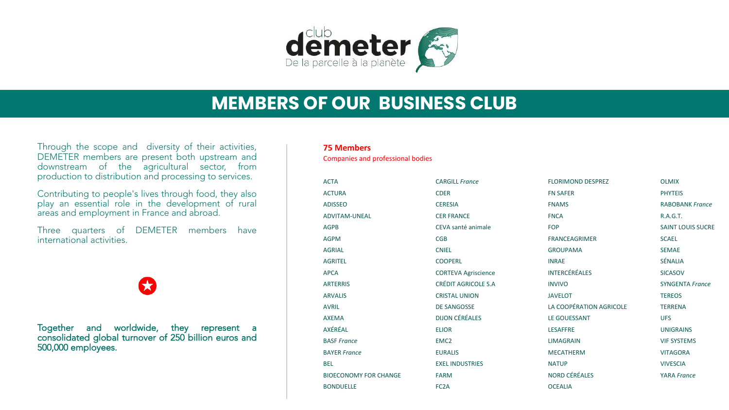club demeter

De la parcelle à la planète

# MEMBERS OF OUR BUSINESS CLUB

Through the scope and diversity of their activities, DEMETER members are present both upstream and downstream of the agricultural sector, from production to distribution and processing to services.

Contributing to people's lives through food, they also play an essential role in the development of rural areas and employment in France and abroad.

Three quarters of DEMETER members have international activities.

Together and worldwide, they represent a consolidated global turnover of 250 billion euros and 500,000 employees.

**75 Members**

Companies and professional bodies

ACTA
ACTURA
ADISSEO
ADVITAM-UNEAL
AGPB
AGPM
AGRIAL
AGRITEL
APCA
ARTERRIS
ARVALIS
AVRIL
AXEMA
AXÉRÉAL
BASF *France*
BAYER *France*
BEL
BIOECONOMY FOR CHANGE
BONDUELLE
CARGILL *France*
CDER
CERESIA
CER FRANCE
CEVA santé animale
CGB
CNIEL
COOPERL
CORTEVA Agriscience
CRÉDIT AGRICOLE S.A
CRISTAL UNION
DE SANGOSSE
DIJON CÉRÉALES
ELIOR
EMC2
EURALIS
EXEL INDUSTRIES
FARM
FC2A
FLORIMOND DESPREZ
FN SAFER
FNAMS
FNCA
FOP
FRANCEAGRIMER
GROUPAMA
INRAE
INTERCÉRÉALES
INVIVO
JAVELOT
LA COOPÉRATION AGRICOLE
LE GOUESSANT
LESAFFRE
LIMAGRAIN
MECATHERM
NATUP
NORD CÉRÉALES
OCEALIA
OLMIX
PHYTEIS
RABOBANK *France*
R.A.G.T.
SAINT LOUIS SUCRE
SCAEL
SEMAE
SÉNALIA
SICASOV
SYNGENTA *France*
TEREOS
TERRENA
UFS
UNIGRAINS
VIF SYSTEMS
VITAGORA
VIVESCIA
YARA *France*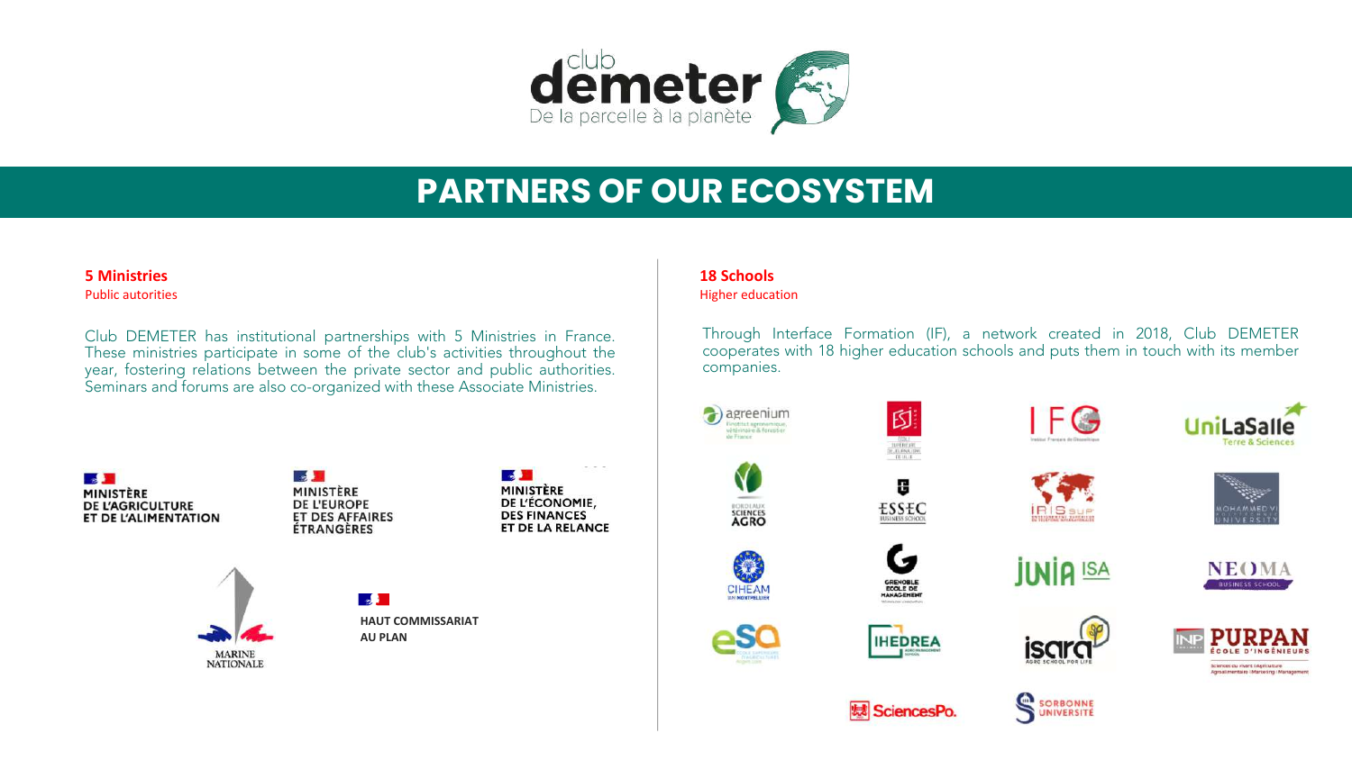club demeter
De la parcelle à la planète

# PARTNERS OF OUR ECOSYSTEM

**5 Ministries**
Public autorities

Club DEMETER has institutional partnerships with 5 Ministries in France. These ministries participate in some of the club's activities throughout the year, fostering relations between the private sector and public authorities. Seminars and forums are also co-organized with these Associate Ministries.

- MINISTÈRE DE L'AGRICULTURE ET DE L'ALIMENTATION
- MINISTÈRE DE L'EUROPE ET DES AFFAIRES ÉTRANGÈRES
- MINISTÈRE DE L'ÉCONOMIE, DES FINANCES ET DE LA RELANCE
- MARINE NATIONALE
- HAUT COMMISSARIAT AU PLAN

**18 Schools**
Higher education

Through Interface Formation (IF), a network created in 2018, Club DEMETER cooperates with 18 higher education schools and puts them in touch with its member companies.

- agreenium
- ESJ
- IFG
- UniLaSalle Terre & Sciences
- Bordeaux Sciences Agro
- ESSEC Business School
- IRIS Sup
- Mohammed VI Polytechnic University
- CIHEAM Montpellier
- Grenoble École de Management
- JUNIA ISA
- NEOMA Business School
- ESA
- IHEDREA
- ISARA Agro School for Life
- INP PURPAN École d'Ingénieurs
- SciencesPo.
- Sorbonne Université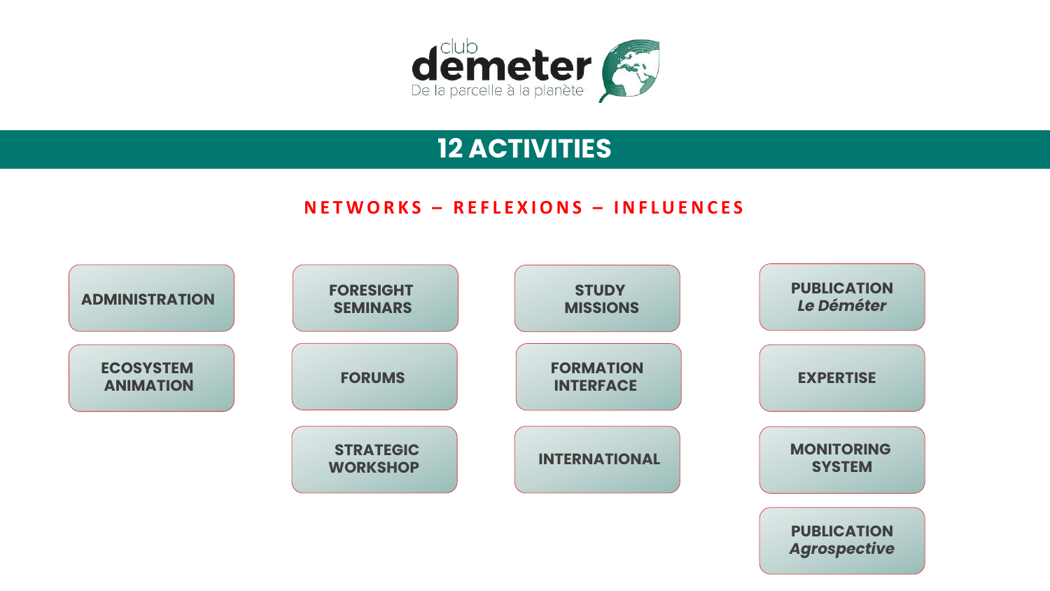club demeter
De la parcelle à la planète

# 12 ACTIVITIES

**NETWORKS – REFLEXIONS – INFLUENCES**

- ADMINISTRATION
- ECOSYSTEM ANIMATION
- FORESIGHT SEMINARS
- FORUMS
- STRATEGIC WORKSHOP
- STUDY MISSIONS
- FORMATION INTERFACE
- INTERNATIONAL
- PUBLICATION *Le Déméter*
- EXPERTISE
- MONITORING SYSTEM
- PUBLICATION *Agrospective*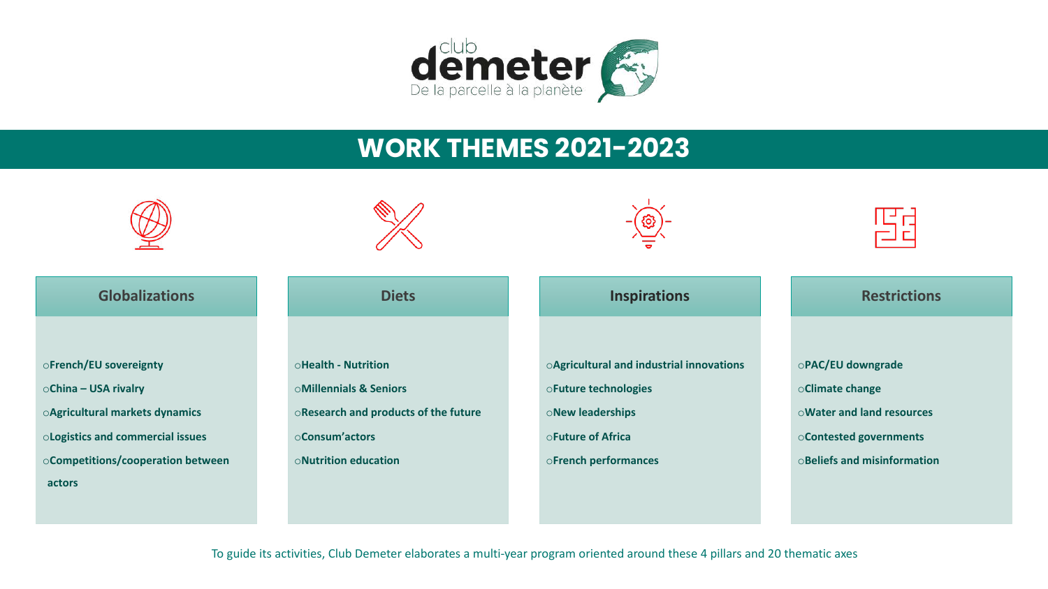club
demeter
De la parcelle à la planète

# WORK THEMES 2021-2023

## Globalizations

- French/EU sovereignty
- China – USA rivalry
- Agricultural markets dynamics
- Logistics and commercial issues
- Competitions/cooperation between actors

## Diets

- Health - Nutrition
- Millennials & Seniors
- Research and products of the future
- Consum'actors
- Nutrition education

## Inspirations

- Agricultural and industrial innovations
- Future technologies
- New leaderships
- Future of Africa
- French performances

## Restrictions

- PAC/EU downgrade
- Climate change
- Water and land resources
- Contested governments
- Beliefs and misinformation

To guide its activities, Club Demeter elaborates a multi-year program oriented around these 4 pillars and 20 thematic axes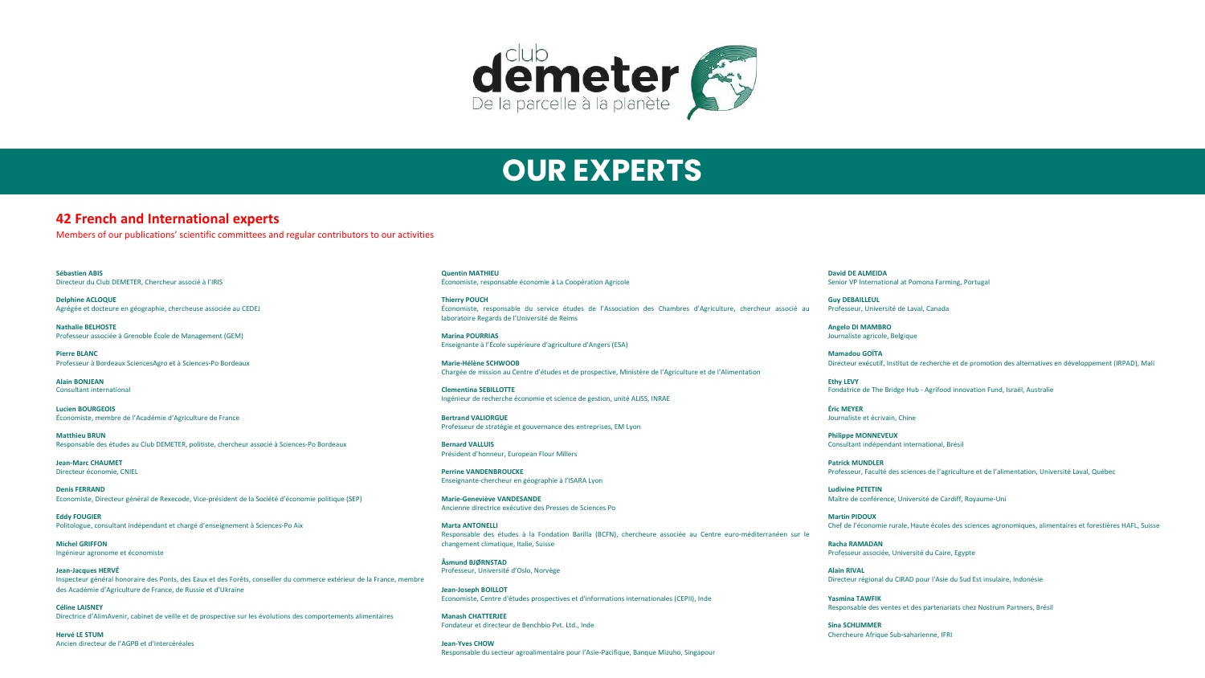club demeter
De la parcelle à la planète

# OUR EXPERTS

## 42 French and International experts

Members of our publications' scientific committees and regular contributors to our activities

**Sébastien ABIS**
Directeur du Club DEMETER, Chercheur associé à l'IRIS

**Delphine ACLOQUE**
Agrégée et docteure en géographie, chercheuse associée au CEDEJ

**Nathalie BELHOSTE**
Professeur associée à Grenoble École de Management (GEM)

**Pierre BLANC**
Professeur à Bordeaux SciencesAgro et à Sciences-Po Bordeaux

**Alain BONJEAN**
Consultant international

**Lucien BOURGEOIS**
Économiste, membre de l'Académie d'Agriculture de France

**Matthieu BRUN**
Responsable des études au Club DEMETER, politiste, chercheur associé à Sciences-Po Bordeaux

**Jean-Marc CHAUMET**
Directeur économie, CNIEL

**Denis FERRAND**
Economiste, Directeur général de Rexecode, Vice-président de la Société d'économie politique (SEP)

**Eddy FOUGIER**
Politologue, consultant indépendant et chargé d'enseignement à Sciences-Po Aix

**Michel GRIFFON**
Ingénieur agronome et économiste

**Jean-Jacques HERVÉ**
Inspecteur général honoraire des Ponts, des Eaux et des Forêts, conseiller du commerce extérieur de la France, membre des Académie d'Agriculture de France, de Russie et d'Ukraine

**Céline LAISNEY**
Directrice d'AlimAvenir, cabinet de veille et de prospective sur les évolutions des comportements alimentaires

**Hervé LE STUM**
Ancien directeur de l'AGPB et d'Intercéréales

**Quentin MATHIEU**
Économiste, responsable économie à La Coopération Agricole

**Thierry POUCH**
Économiste, responsable du service études de l'Association des Chambres d'Agriculture, chercheur associé au laboratoire Regards de l'Université de Reims

**Marina POURRIAS**
Enseignante à l'École supérieure d'agriculture d'Angers (ESA)

**Marie-Hélène SCHWOOB**
Chargée de mission au Centre d'études et de prospective, Ministère de l'Agriculture et de l'Alimentation

**Clementina SEBILLOTTE**
Ingénieur de recherche économie et science de gestion, unité ALISS, INRAE

**Bertrand VALIORGUE**
Professeur de stratégie et gouvernance des entreprises, EM Lyon

**Bernard VALLUIS**
Président d'honneur, European Flour Millers

**Perrine VANDENBROUCKE**
Enseignante-chercheur en géographie à l'ISARA Lyon

**Marie-Geneviève VANDESANDE**
Ancienne directrice exécutive des Presses de Sciences Po

**Marta ANTONELLI**
Responsable des études à la Fondation Barilla (BCFN), chercheure associée au Centre euro-méditerranéen sur le changement climatique, Italie, Suisse

**Åsmund BJØRNSTAD**
Professeur, Université d'Oslo, Norvège

**Jean-Joseph BOILLOT**
Economiste, Centre d'études prospectives et d'informations internationales (CEPII), Inde

**Manash CHATTERJEE**
Fondateur et directeur de Benchbio Pvt. Ltd., Inde

**Jean-Yves CHOW**
Responsable du secteur agroalimentaire pour l'Asie-Pacifique, Banque Mizuho, Singapour

**David DE ALMEIDA**
Senior VP International at Pomona Farming, Portugal

**Guy DEBAILLEUL**
Professeur, Université de Laval, Canada

**Angelo DI MAMBRO**
Journaliste agricole, Belgique

**Mamadou GOÏTA**
Directeur exécutif, Institut de recherche et de promotion des alternatives en développement (IRPAD), Mali

**Ethy LEVY**
Fondatrice de The Bridge Hub - Agrifood innovation Fund, Israël, Australie

**Éric MEYER**
Journaliste et écrivain, Chine

**Philippe MONNEVEUX**
Consultant indépendant international, Brésil

**Patrick MUNDLER**
Professeur, Faculté des sciences de l'agriculture et de l'alimentation, Université Laval, Québec

**Ludivine PETETIN**
Maître de conférence, Université de Cardiff, Royaume-Uni

**Martin PIDOUX**
Chef de l'économie rurale, Haute écoles des sciences agronomiques, alimentaires et forestières HAFL, Suisse

**Racha RAMADAN**
Professeur associée, Université du Caire, Egypte

**Alain RIVAL**
Directeur régional du CIRAD pour l'Asie du Sud Est insulaire, Indonésie

**Yasmina TAWFIK**
Responsable des ventes et des partenariats chez Nostrum Partners, Brésil

**Sina SCHLIMMER**
Chercheure Afrique Sub-saharienne, IFRI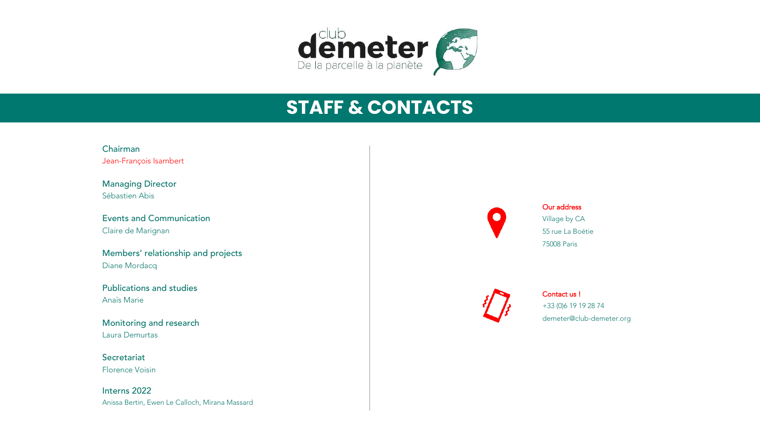club demeter

De la parcelle à la planète

# STAFF & CONTACTS

**Chairman**
Jean-François Isambert

**Managing Director**
Sébastien Abis

**Events and Communication**
Claire de Marignan

**Members' relationship and projects**
Diane Mordacq

**Publications and studies**
Anaïs Marie

**Monitoring and research**
Laura Demurtas

**Secretariat**
Florence Voisin

**Interns 2022**
Anissa Bertin, Ewen Le Calloch, Mirana Massard

**Our address**
Village by CA
55 rue La Boétie
75008 Paris

**Contact us !**
+33 (0)6 19 19 28 74
demeter@club-demeter.org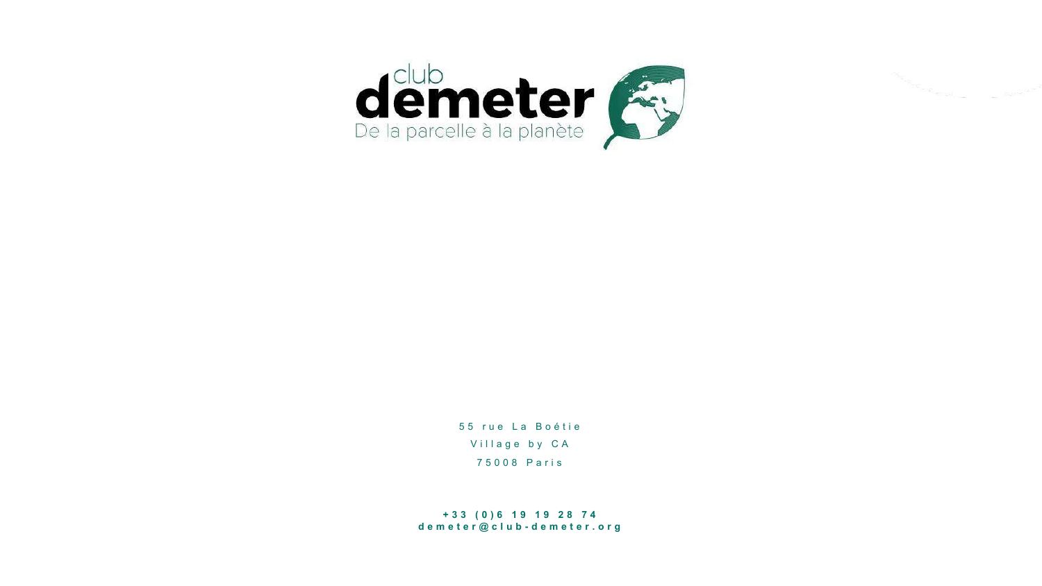club demeter

De la parcelle à la planète

55 rue La Boétie
Village by CA
75008 Paris

**+33 (0)6 19 19 28 74**
**demeter@club-demeter.org**